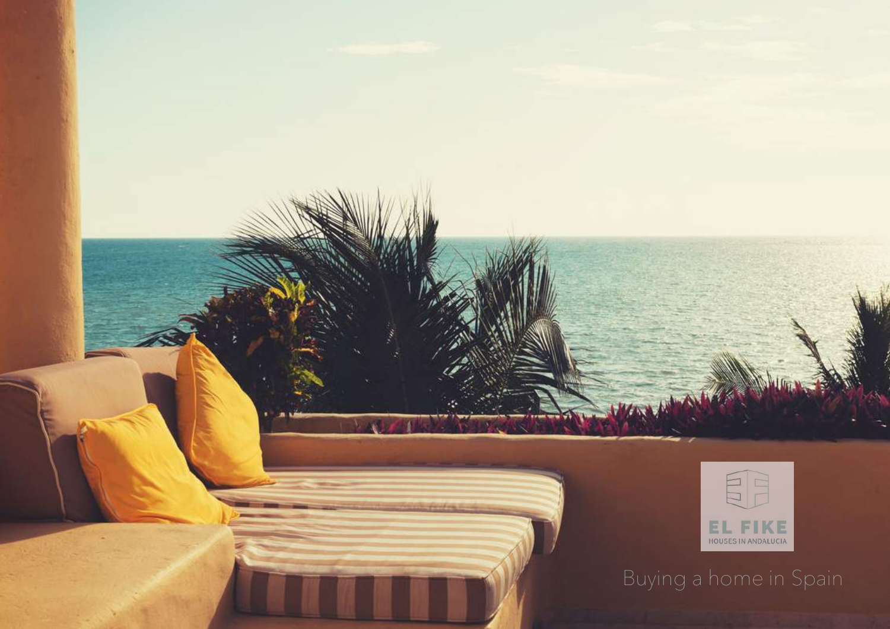EL FIKE

HOUSES IN ANDALUCIA

# Buying a home in Spain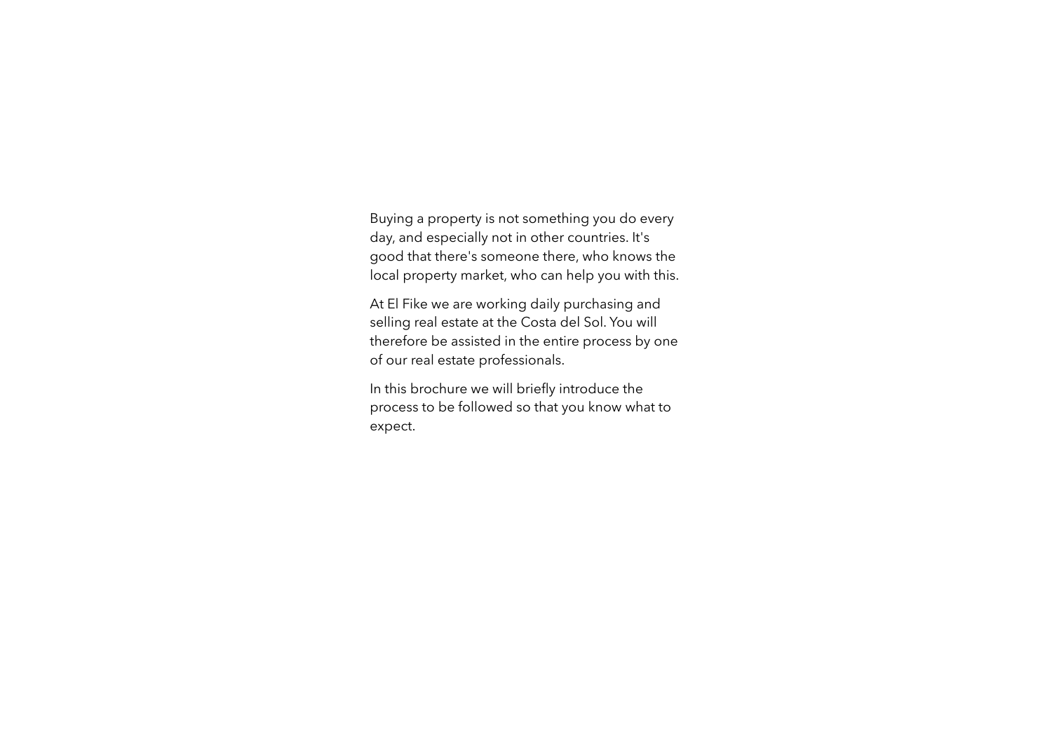Buying a property is not something you do every day, and especially not in other countries. It's good that there's someone there, who knows the local property market, who can help you with this.

At El Fike we are working daily purchasing and selling real estate at the Costa del Sol. You will therefore be assisted in the entire process by one of our real estate professionals.

In this brochure we will briefly introduce the process to be followed so that you know what to expect.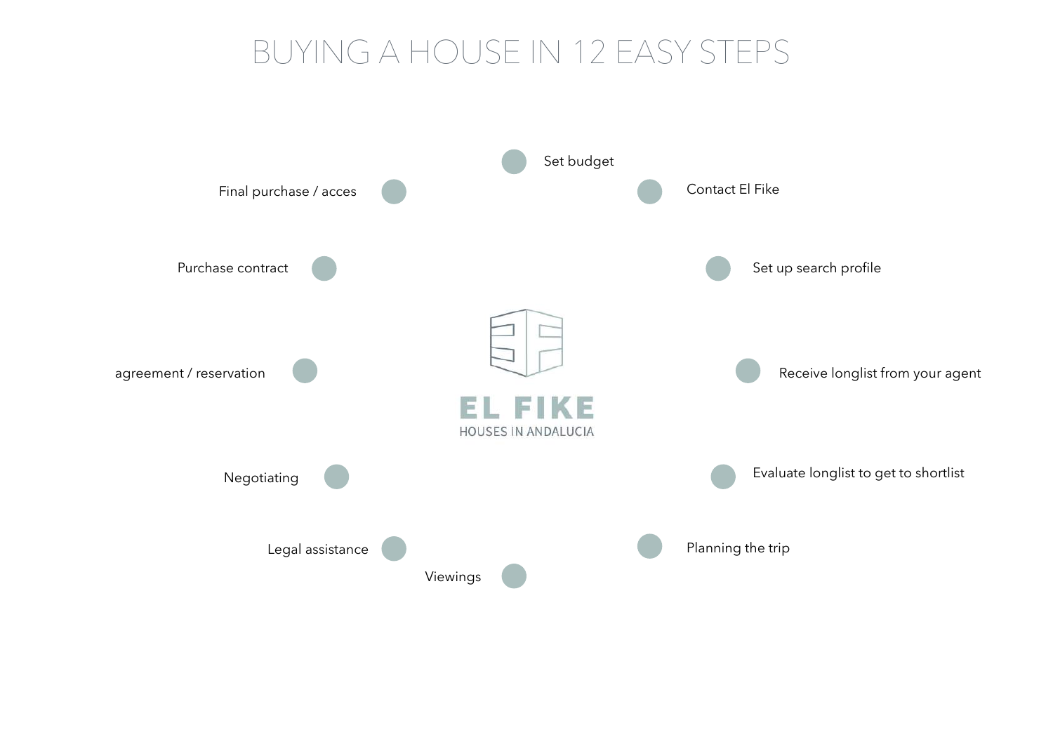# BUYING A HOUSE IN 12 EASY STEPS

- Set budget
- Contact El Fike
- Set up search profile
- Receive longlist from your agent
- Evaluate longlist to get to shortlist
- Planning the trip
- Viewings
- Legal assistance
- Negotiating
- agreement / reservation
- Purchase contract
- Final purchase / acces

EL FIKE
HOUSES IN ANDALUCIA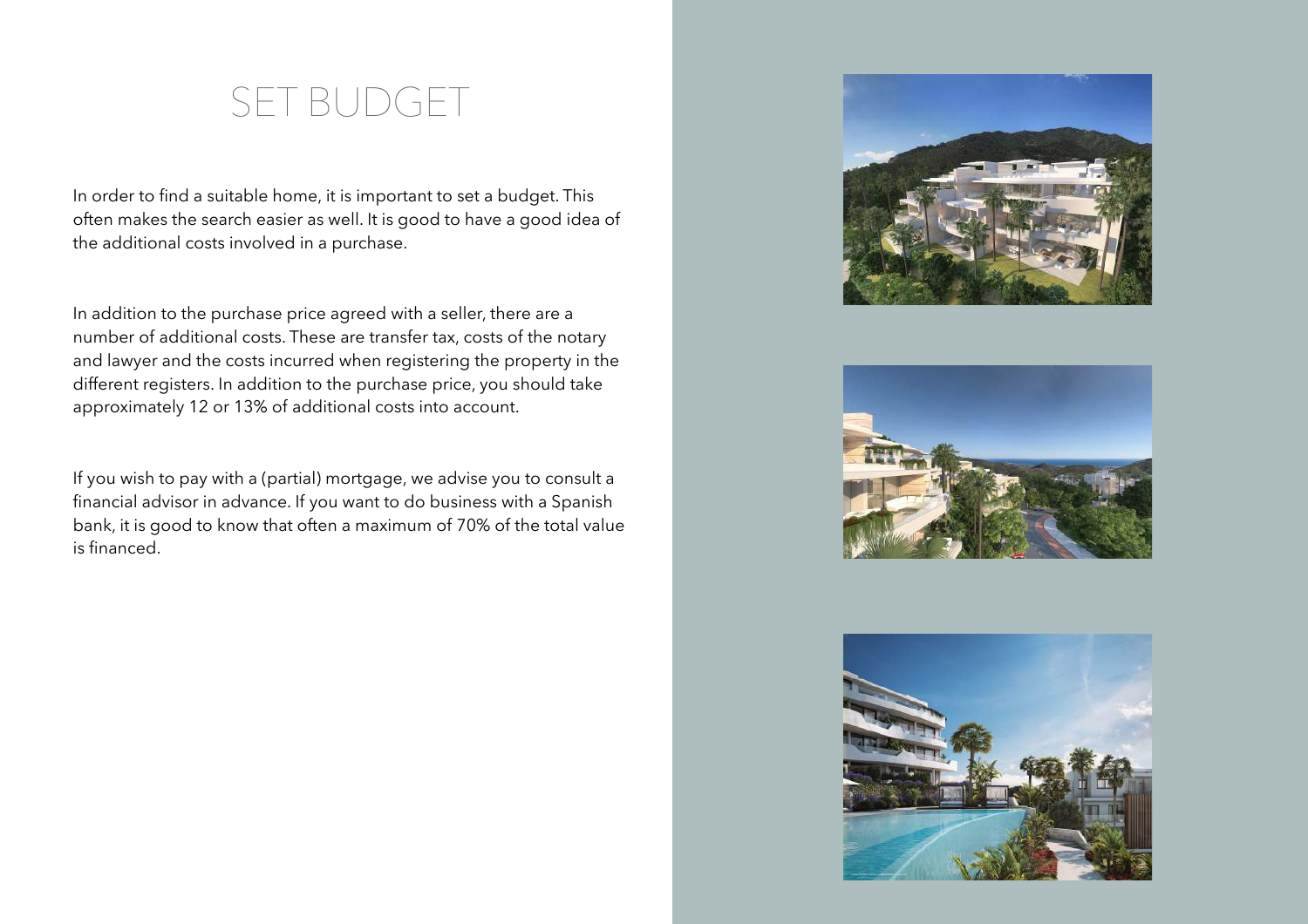# SET BUDGET

In order to find a suitable home, it is important to set a budget. This often makes the search easier as well. It is good to have a good idea of the additional costs involved in a purchase.

In addition to the purchase price agreed with a seller, there are a number of additional costs. These are transfer tax, costs of the notary and lawyer and the costs incurred when registering the property in the different registers. In addition to the purchase price, you should take approximately 12 or 13% of additional costs into account.

If you wish to pay with a (partial) mortgage, we advise you to consult a financial advisor in advance. If you want to do business with a Spanish bank, it is good to know that often a maximum of 70% of the total value is financed.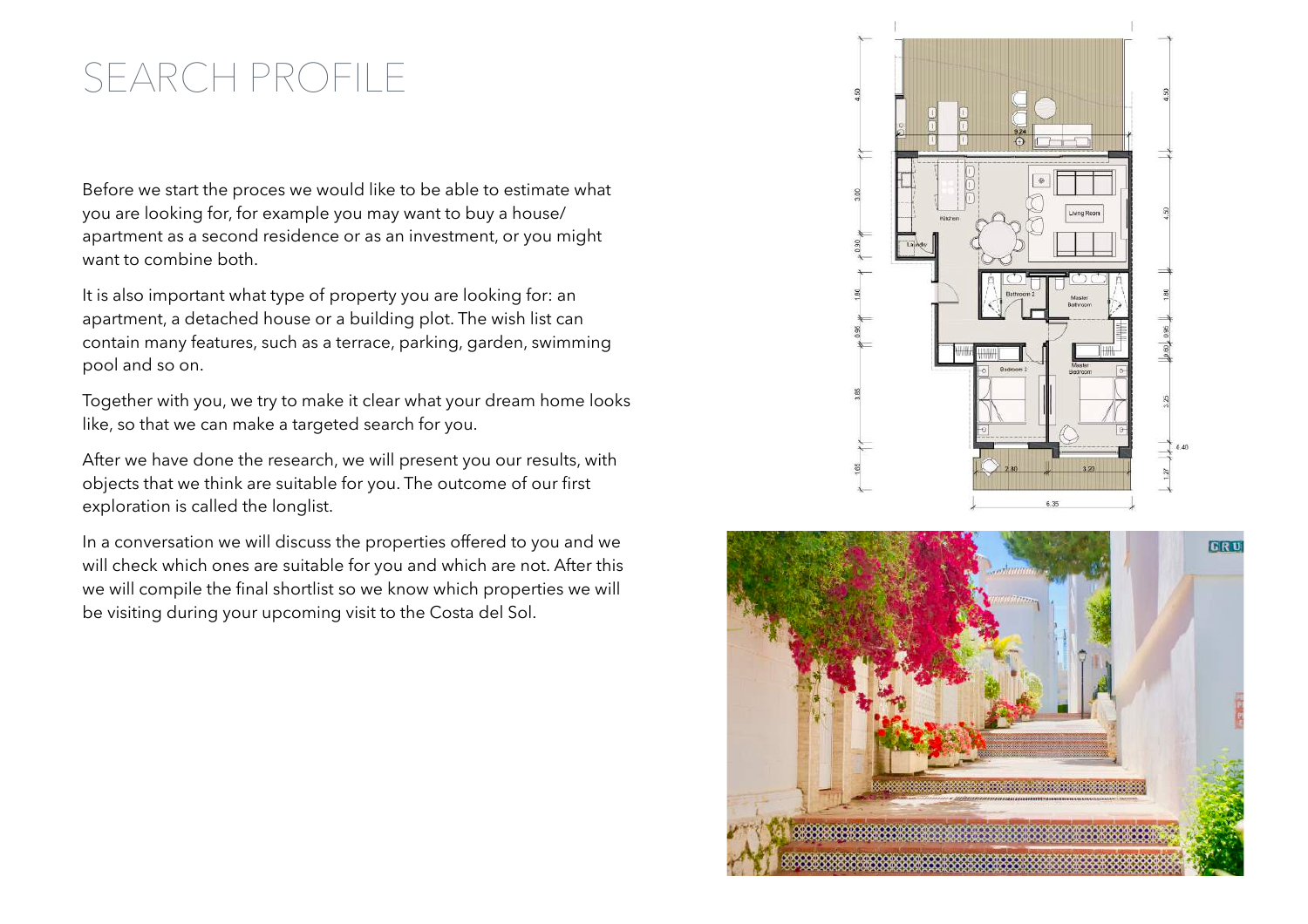# SEARCH PROFILE

Before we start the proces we would like to be able to estimate what you are looking for, for example you may want to buy a house/ apartment as a second residence or as an investment, or you might want to combine both.

It is also important what type of property you are looking for: an apartment, a detached house or a building plot. The wish list can contain many features, such as a terrace, parking, garden, swimming pool and so on.

Together with you, we try to make it clear what your dream home looks like, so that we can make a targeted search for you.

After we have done the research, we will present you our results, with objects that we think are suitable for you. The outcome of our first exploration is called the longlist.

In a conversation we will discuss the properties offered to you and we will check which ones are suitable for you and which are not. After this we will compile the final shortlist so we know which properties we will be visiting during your upcoming visit to the Costa del Sol.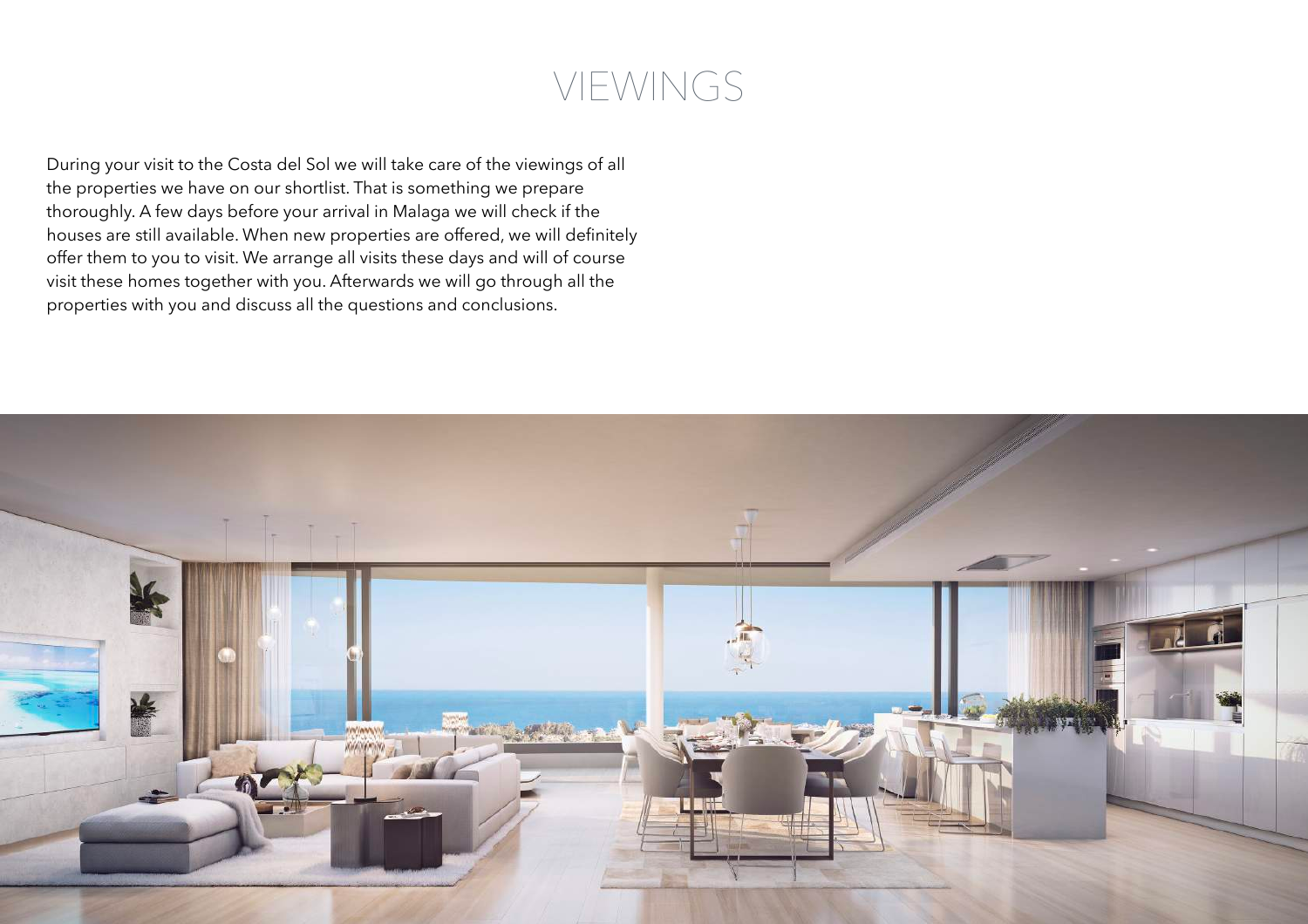# VIEWINGS

During your visit to the Costa del Sol we will take care of the viewings of all the properties we have on our shortlist. That is something we prepare thoroughly. A few days before your arrival in Malaga we will check if the houses are still available. When new properties are offered, we will definitely offer them to you to visit. We arrange all visits these days and will of course visit these homes together with you. Afterwards we will go through all the properties with you and discuss all the questions and conclusions.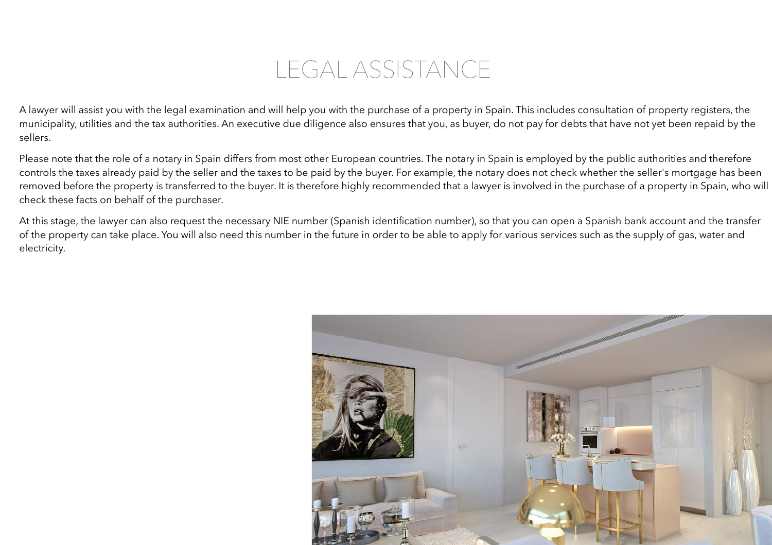# LEGAL ASSISTANCE

A lawyer will assist you with the legal examination and will help you with the purchase of a property in Spain. This includes consultation of property registers, the municipality, utilities and the tax authorities. An executive due diligence also ensures that you, as buyer, do not pay for debts that have not yet been repaid by the sellers.

Please note that the role of a notary in Spain differs from most other European countries. The notary in Spain is employed by the public authorities and therefore controls the taxes already paid by the seller and the taxes to be paid by the buyer. For example, the notary does not check whether the seller's mortgage has been removed before the property is transferred to the buyer. It is therefore highly recommended that a lawyer is involved in the purchase of a property in Spain, who will check these facts on behalf of the purchaser.

At this stage, the lawyer can also request the necessary NIE number (Spanish identification number), so that you can open a Spanish bank account and the transfer of the property can take place. You will also need this number in the future in order to be able to apply for various services such as the supply of gas, water and electricity.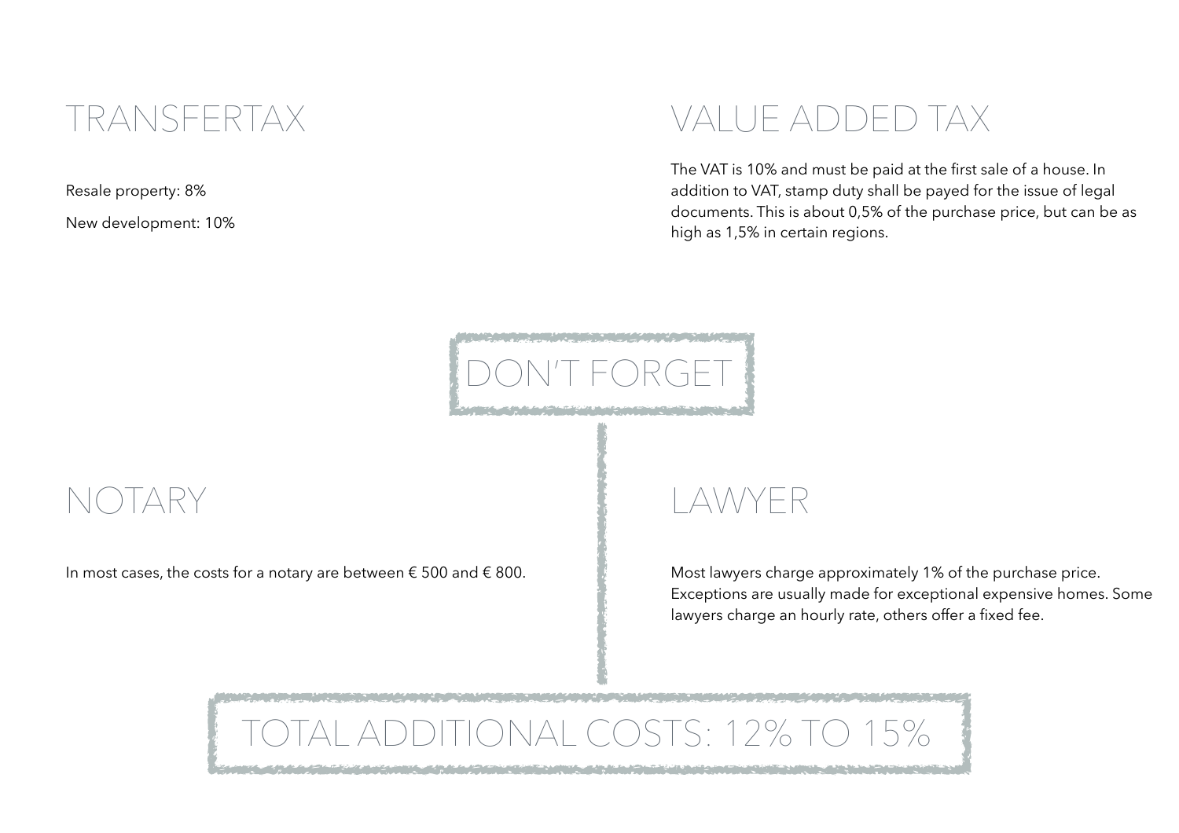## TRANSFERTAX

Resale property: 8%

New development: 10%

## VALUE ADDED TAX

The VAT is 10% and must be paid at the first sale of a house. In addition to VAT, stamp duty shall be payed for the issue of legal documents. This is about 0,5% of the purchase price, but can be as high as 1,5% in certain regions.

## DON'T FORGET

## NOTARY

In most cases, the costs for a notary are between € 500 and € 800.

## LAWYER

Most lawyers charge approximately 1% of the purchase price. Exceptions are usually made for exceptional expensive homes. Some lawyers charge an hourly rate, others offer a fixed fee.

## TOTAL ADDITIONAL COSTS: 12% TO 15%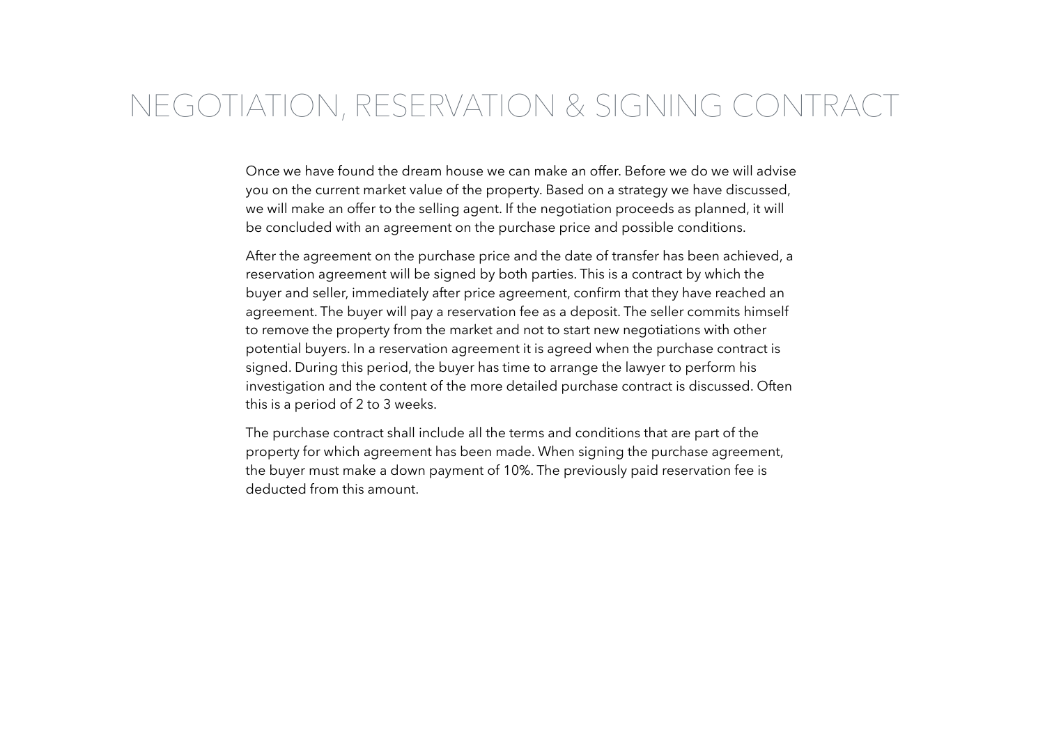# NEGOTIATION, RESERVATION & SIGNING CONTRACT

Once we have found the dream house we can make an offer. Before we do we will advise you on the current market value of the property. Based on a strategy we have discussed, we will make an offer to the selling agent. If the negotiation proceeds as planned, it will be concluded with an agreement on the purchase price and possible conditions.

After the agreement on the purchase price and the date of transfer has been achieved, a reservation agreement will be signed by both parties. This is a contract by which the buyer and seller, immediately after price agreement, confirm that they have reached an agreement. The buyer will pay a reservation fee as a deposit. The seller commits himself to remove the property from the market and not to start new negotiations with other potential buyers. In a reservation agreement it is agreed when the purchase contract is signed. During this period, the buyer has time to arrange the lawyer to perform his investigation and the content of the more detailed purchase contract is discussed. Often this is a period of 2 to 3 weeks.

The purchase contract shall include all the terms and conditions that are part of the property for which agreement has been made. When signing the purchase agreement, the buyer must make a down payment of 10%. The previously paid reservation fee is deducted from this amount.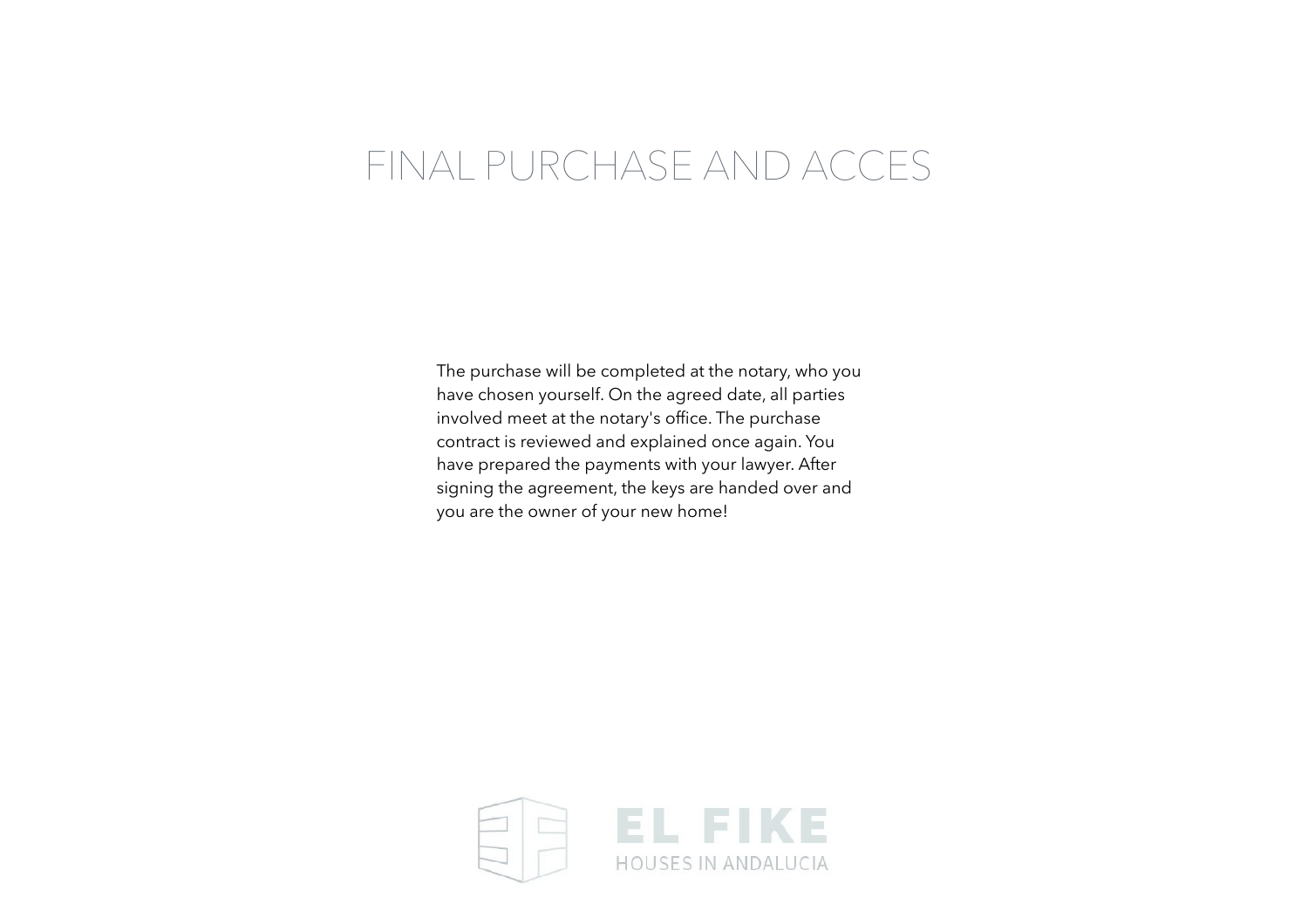# FINAL PURCHASE AND ACCES

The purchase will be completed at the notary, who you have chosen yourself. On the agreed date, all parties involved meet at the notary's office. The purchase contract is reviewed and explained once again. You have prepared the payments with your lawyer. After signing the agreement, the keys are handed over and you are the owner of your new home!

EL FIKE
HOUSES IN ANDALUCIA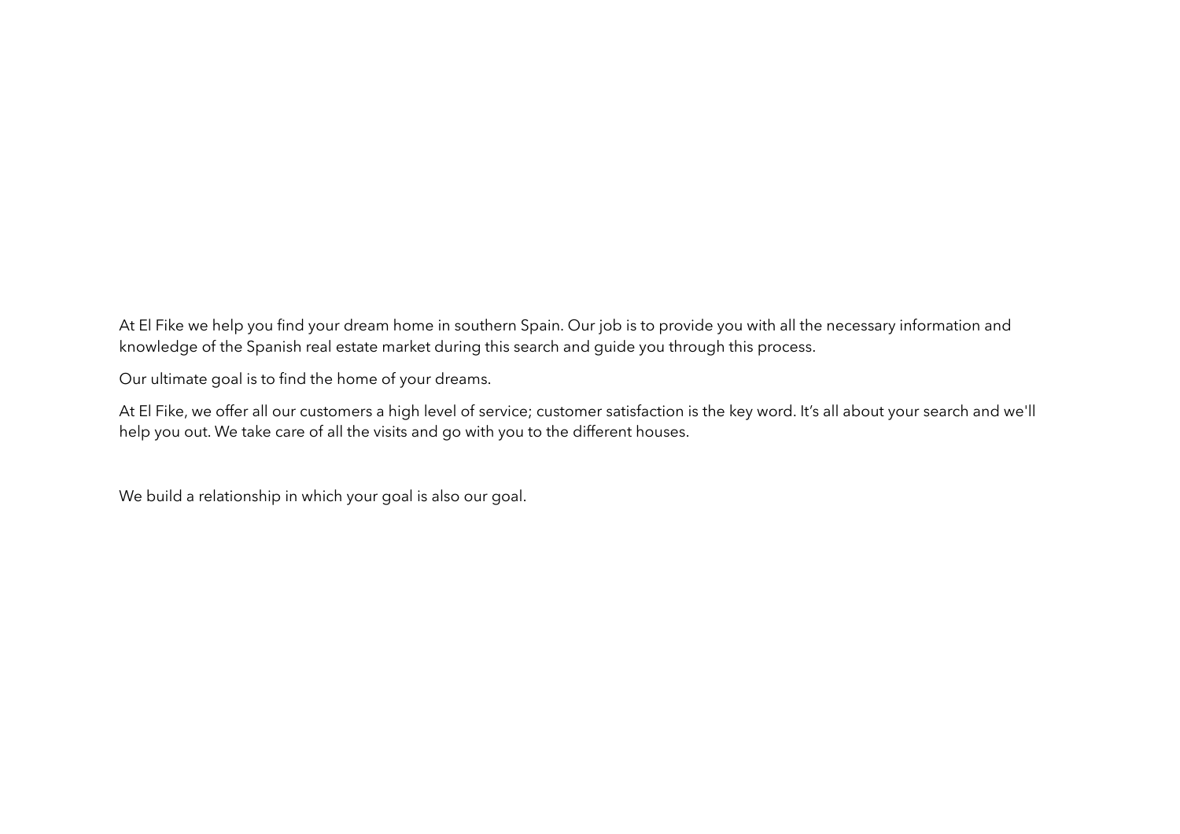At El Fike we help you find your dream home in southern Spain. Our job is to provide you with all the necessary information and knowledge of the Spanish real estate market during this search and guide you through this process.

Our ultimate goal is to find the home of your dreams.

At El Fike, we offer all our customers a high level of service; customer satisfaction is the key word. It’s all about your search and we'll help you out. We take care of all the visits and go with you to the different houses.

We build a relationship in which your goal is also our goal.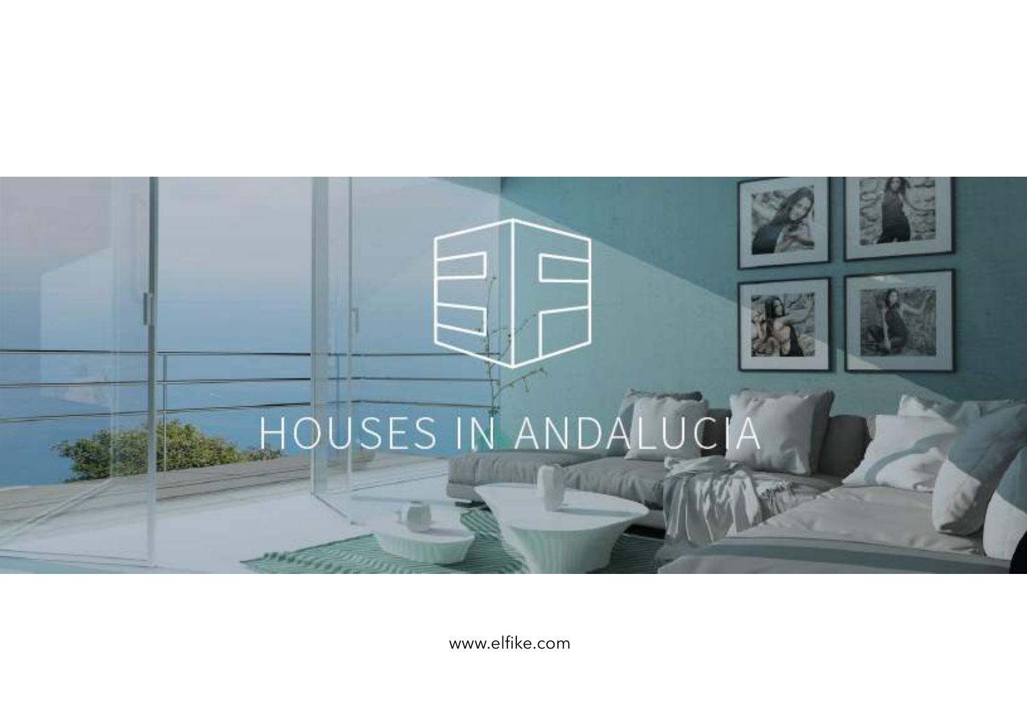HOUSES IN ANDALUCIA

www.elfike.com